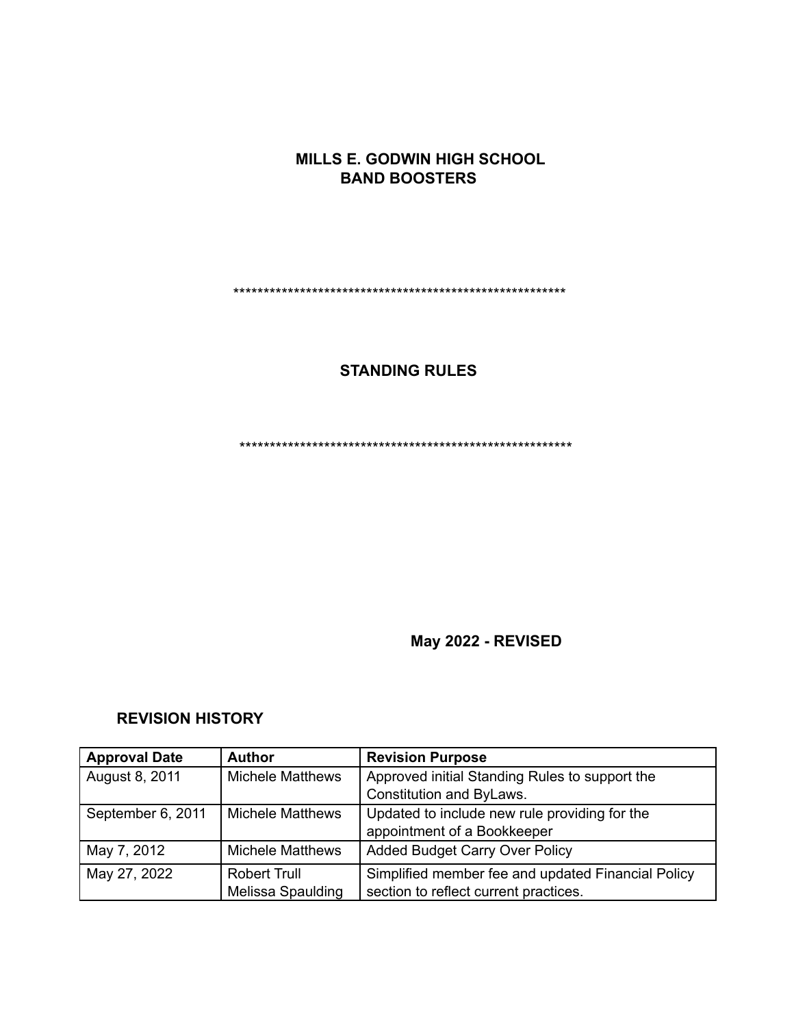# MILLS E. GODWIN HIGH SCHOOL
# BAND BOOSTERS

*********************************************************

## STANDING RULES

*********************************************************

**May 2022 - REVISED**

### REVISION HISTORY

| Approval Date | Author | Revision Purpose |
|---|---|---|
| August 8, 2011 | Michele Matthews | Approved initial Standing Rules to support the Constitution and ByLaws. |
| September 6, 2011 | Michele Matthews | Updated to include new rule providing for the appointment of a Bookkeeper |
| May 7, 2012 | Michele Matthews | Added Budget Carry Over Policy |
| May 27, 2022 | Robert Trull<br>Melissa Spaulding | Simplified member fee and updated Financial Policy section to reflect current practices. |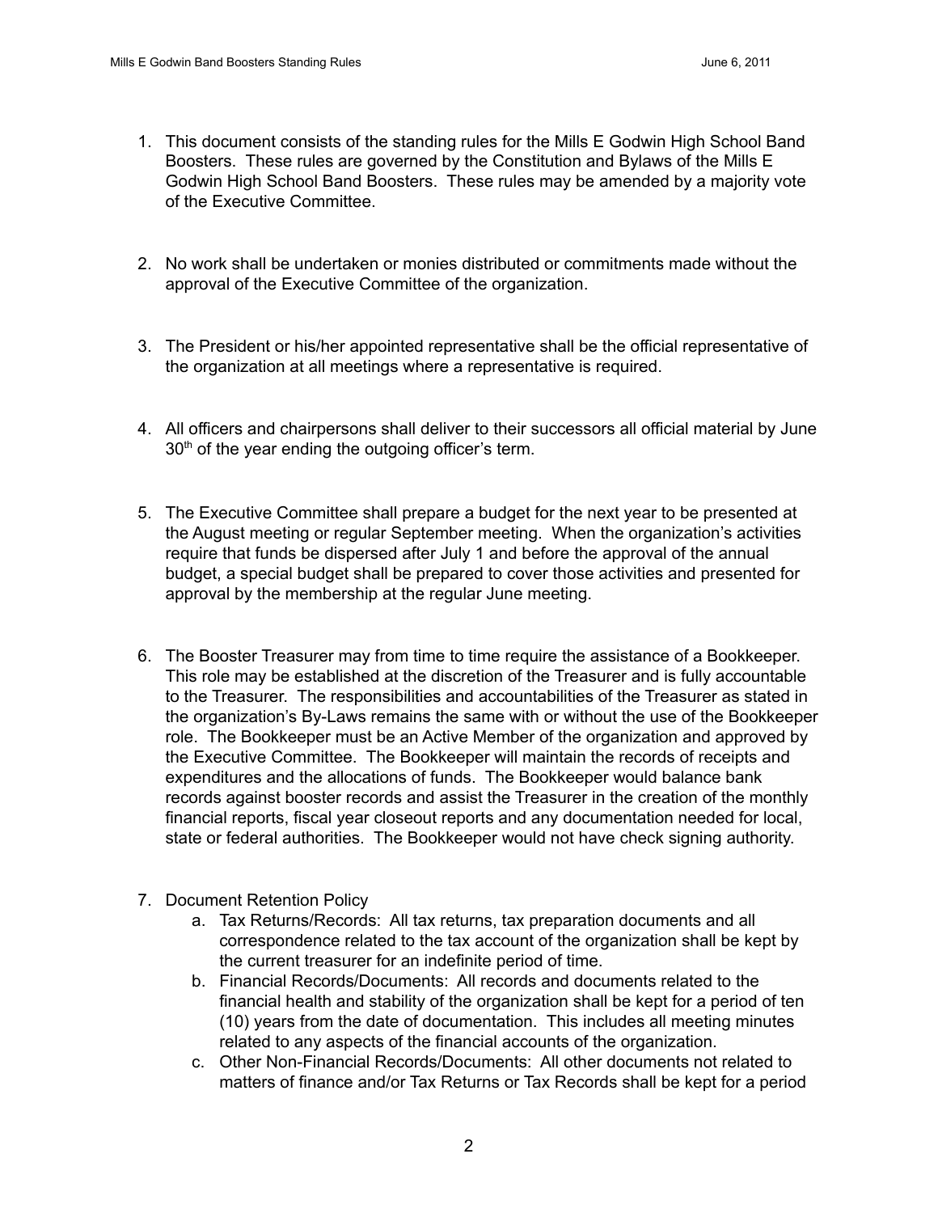1. This document consists of the standing rules for the Mills E Godwin High School Band Boosters. These rules are governed by the Constitution and Bylaws of the Mills E Godwin High School Band Boosters. These rules may be amended by a majority vote of the Executive Committee.

2. No work shall be undertaken or monies distributed or commitments made without the approval of the Executive Committee of the organization.

3. The President or his/her appointed representative shall be the official representative of the organization at all meetings where a representative is required.

4. All officers and chairpersons shall deliver to their successors all official material by June 30th of the year ending the outgoing officer's term.

5. The Executive Committee shall prepare a budget for the next year to be presented at the August meeting or regular September meeting. When the organization's activities require that funds be dispersed after July 1 and before the approval of the annual budget, a special budget shall be prepared to cover those activities and presented for approval by the membership at the regular June meeting.

6. The Booster Treasurer may from time to time require the assistance of a Bookkeeper. This role may be established at the discretion of the Treasurer and is fully accountable to the Treasurer. The responsibilities and accountabilities of the Treasurer as stated in the organization's By-Laws remains the same with or without the use of the Bookkeeper role. The Bookkeeper must be an Active Member of the organization and approved by the Executive Committee. The Bookkeeper will maintain the records of receipts and expenditures and the allocations of funds. The Bookkeeper would balance bank records against booster records and assist the Treasurer in the creation of the monthly financial reports, fiscal year closeout reports and any documentation needed for local, state or federal authorities. The Bookkeeper would not have check signing authority.

7. Document Retention Policy
   a. Tax Returns/Records: All tax returns, tax preparation documents and all correspondence related to the tax account of the organization shall be kept by the current treasurer for an indefinite period of time.
   b. Financial Records/Documents: All records and documents related to the financial health and stability of the organization shall be kept for a period of ten (10) years from the date of documentation. This includes all meeting minutes related to any aspects of the financial accounts of the organization.
   c. Other Non-Financial Records/Documents: All other documents not related to matters of finance and/or Tax Returns or Tax Records shall be kept for a period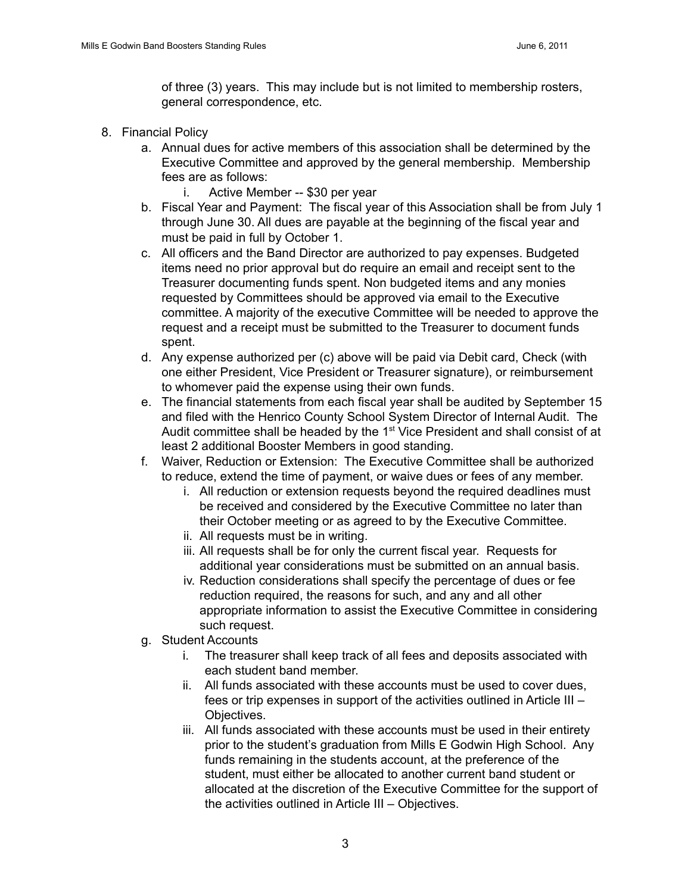of three (3) years. This may include but is not limited to membership rosters, general correspondence, etc.

8. Financial Policy
    a. Annual dues for active members of this association shall be determined by the Executive Committee and approved by the general membership. Membership fees are as follows:
        i. Active Member -- $30 per year
    b. Fiscal Year and Payment: The fiscal year of this Association shall be from July 1 through June 30. All dues are payable at the beginning of the fiscal year and must be paid in full by October 1.
    c. All officers and the Band Director are authorized to pay expenses. Budgeted items need no prior approval but do require an email and receipt sent to the Treasurer documenting funds spent. Non budgeted items and any monies requested by Committees should be approved via email to the Executive committee. A majority of the executive Committee will be needed to approve the request and a receipt must be submitted to the Treasurer to document funds spent.
    d. Any expense authorized per (c) above will be paid via Debit card, Check (with one either President, Vice President or Treasurer signature), or reimbursement to whomever paid the expense using their own funds.
    e. The financial statements from each fiscal year shall be audited by September 15 and filed with the Henrico County School System Director of Internal Audit. The Audit committee shall be headed by the 1st Vice President and shall consist of at least 2 additional Booster Members in good standing.
    f. Waiver, Reduction or Extension: The Executive Committee shall be authorized to reduce, extend the time of payment, or waive dues or fees of any member.
        i. All reduction or extension requests beyond the required deadlines must be received and considered by the Executive Committee no later than their October meeting or as agreed to by the Executive Committee.
        ii. All requests must be in writing.
        iii. All requests shall be for only the current fiscal year. Requests for additional year considerations must be submitted on an annual basis.
        iv. Reduction considerations shall specify the percentage of dues or fee reduction required, the reasons for such, and any and all other appropriate information to assist the Executive Committee in considering such request.
    g. Student Accounts
        i. The treasurer shall keep track of all fees and deposits associated with each student band member.
        ii. All funds associated with these accounts must be used to cover dues, fees or trip expenses in support of the activities outlined in Article III – Objectives.
        iii. All funds associated with these accounts must be used in their entirety prior to the student's graduation from Mills E Godwin High School. Any funds remaining in the students account, at the preference of the student, must either be allocated to another current band student or allocated at the discretion of the Executive Committee for the support of the activities outlined in Article III – Objectives.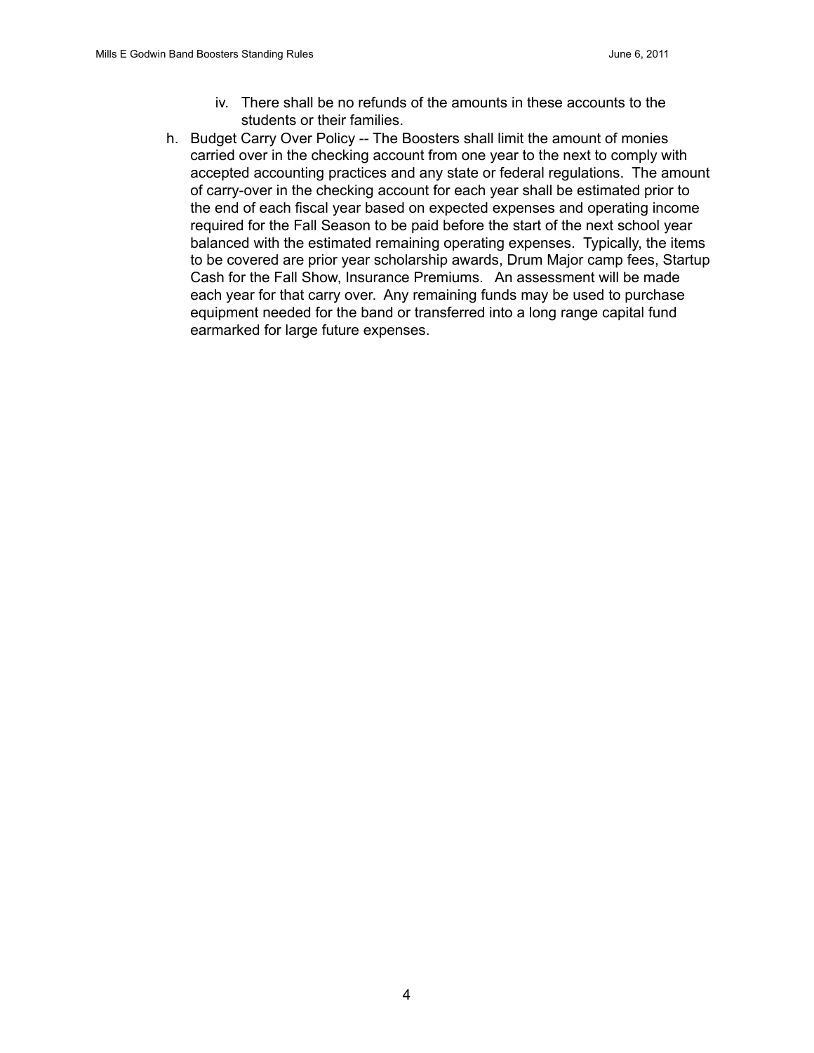iv. There shall be no refunds of the amounts in these accounts to the students or their families.

h. Budget Carry Over Policy -- The Boosters shall limit the amount of monies carried over in the checking account from one year to the next to comply with accepted accounting practices and any state or federal regulations. The amount of carry-over in the checking account for each year shall be estimated prior to the end of each fiscal year based on expected expenses and operating income required for the Fall Season to be paid before the start of the next school year balanced with the estimated remaining operating expenses. Typically, the items to be covered are prior year scholarship awards, Drum Major camp fees, Startup Cash for the Fall Show, Insurance Premiums. An assessment will be made each year for that carry over. Any remaining funds may be used to purchase equipment needed for the band or transferred into a long range capital fund earmarked for large future expenses.